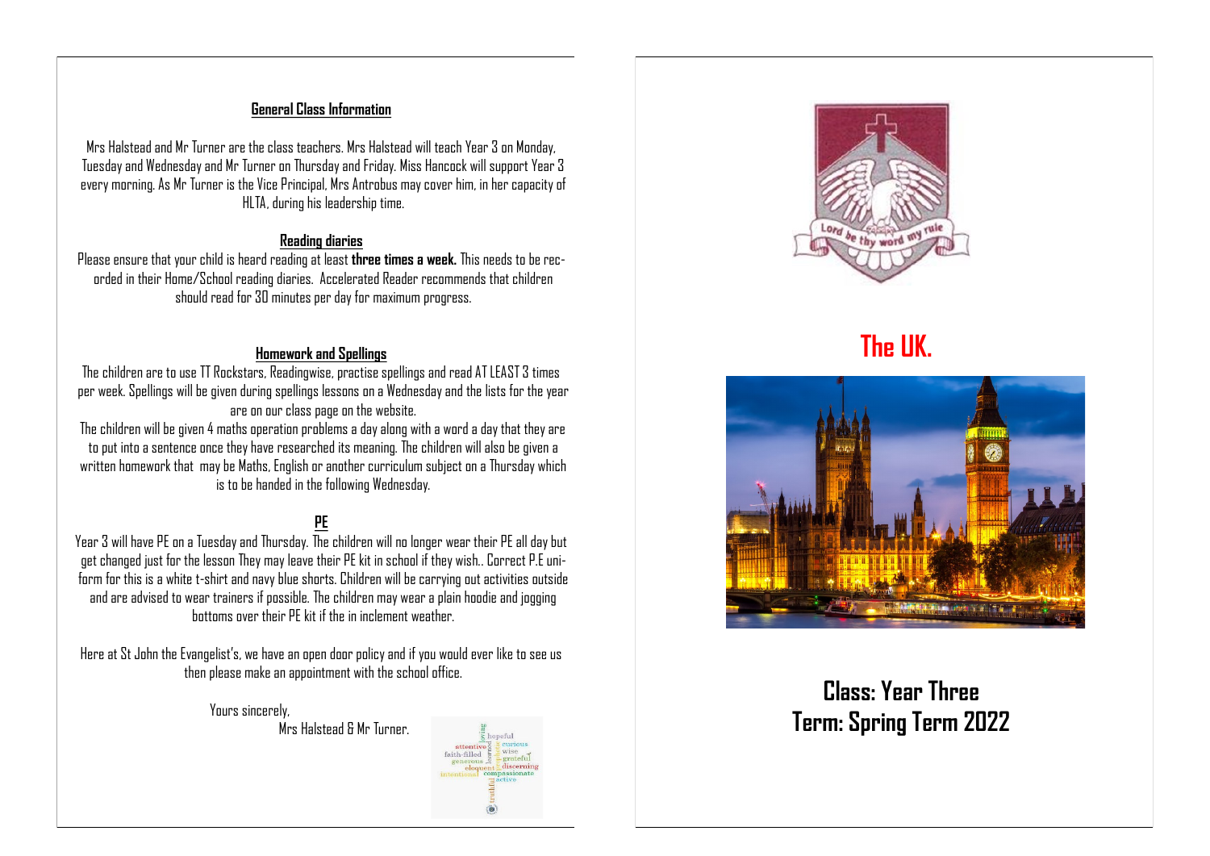## General Class Information

Mrs Halstead and Mr Turner are the class teachers. Mrs Halstead will teach Year 3 on Monday, Tuesday and Wednesday and Mr Turner on Thursday and Friday. Miss Hancock will support Year 3 every morning. As Mr Turner is the Vice Principal, Mrs Antrobus may cover him, in her capacity of HLTA, during his leadership time.

## Reading diaries

Please ensure that your child is heard reading at least **three times a week.** This needs to be recorded in their Home/School reading diaries. Accelerated Reader recommends that children should read for 30 minutes per day for maximum progress.

## Homework and Spellings

The children are to use TT Rockstars, Readingwise, practise spellings and read AT LEAST 3 times per week. Spellings will be given during spellings lessons on a Wednesday and the lists for the year are on our class page on the website.

The children will be given 4 maths operation problems a day along with a word a day that they are to put into a sentence once they have researched its meaning. The children will also be given a written homework that may be Maths, English or another curriculum subject on a Thursday which is to be handed in the following Wednesday.

## PE

Year 3 will have PE on a Tuesday and Thursday. The children will no longer wear their PE all day but get changed just for the lesson They may leave their PE kit in school if they wish.. Correct P.E uniform for this is a white t-shirt and navy blue shorts. Children will be carrying out activities outside and are advised to wear trainers if possible. The children may wear a plain hoodie and jogging bottoms over their PE kit if the in inclement weather.

Here at St John the Evangelist's, we have an open door policy and if you would ever like to see us then please make an appointment with the school office.

Yours sincerely,

Mrs Halstead & Mr Turner.

Lord be thy word my rule

# The UK.

## Class: Year Three
## Term: Spring Term 2022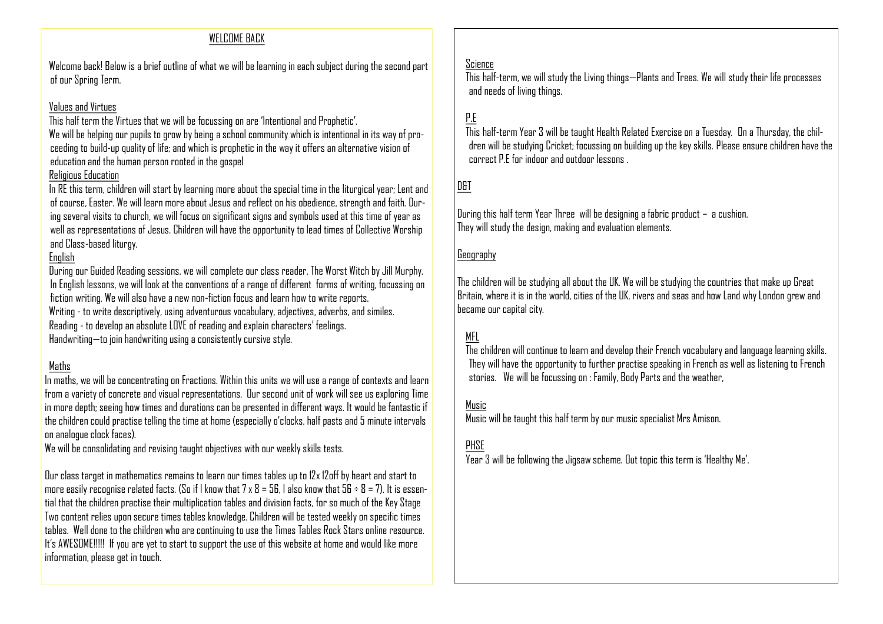## WELCOME BACK

Welcome back! Below is a brief outline of what we will be learning in each subject during the second part of our Spring Term.

### Values and Virtues

This half term the Virtues that we will be focussing on are 'Intentional and Prophetic'.

We will be helping our pupils to grow by being a school community which is intentional in its way of proceeding to build-up quality of life; and which is prophetic in the way it offers an alternative vision of education and the human person rooted in the gospel

### Religious Education

In RE this term, children will start by learning more about the special time in the liturgical year; Lent and of course, Easter. We will learn more about Jesus and reflect on his obedience, strength and faith. During several visits to church, we will focus on significant signs and symbols used at this time of year as well as representations of Jesus. Children will have the opportunity to lead times of Collective Worship and Class-based liturgy.

### English

During our Guided Reading sessions, we will complete our class reader, The Worst Witch by Jill Murphy. In English lessons, we will look at the conventions of a range of different forms of writing, focussing on fiction writing. We will also have a new non-fiction focus and learn how to write reports.

Writing - to write descriptively, using adventurous vocabulary, adjectives, adverbs, and similes.

Reading - to develop an absolute LOVE of reading and explain characters' feelings.

Handwriting—to join handwriting using a consistently cursive style.

### Maths

In maths, we will be concentrating on Fractions. Within this units we will use a range of contexts and learn from a variety of concrete and visual representations. Our second unit of work will see us exploring Time in more depth; seeing how times and durations can be presented in different ways. It would be fantastic if the children could practise telling the time at home (especially o'clocks, half pasts and 5 minute intervals on analogue clock faces).

We will be consolidating and revising taught objectives with our weekly skills tests.

Our class target in mathematics remains to learn our times tables up to 12x 12off by heart and start to more easily recognise related facts. (So if I know that $7 \times 8 = 56$, I also know that $56 \div 8 = 7$). It is essential that the children practise their multiplication tables and division facts, for so much of the Key Stage Two content relies upon secure times tables knowledge. Children will be tested weekly on specific times tables. Well done to the children who are continuing to use the Times Tables Rock Stars online resource. It's AWESOME!!!!! If you are yet to start to support the use of this website at home and would like more information, please get in touch.

### Science

This half-term, we will study the Living things—Plants and Trees. We will study their life processes and needs of living things.

### P.E

This half-term Year 3 will be taught Health Related Exercise on a Tuesday. On a Thursday, the children will be studying Cricket; focussing on building up the key skills. Please ensure children have the correct P.E for indoor and outdoor lessons .

### D&T

During this half term Year Three will be designing a fabric product – a cushion.
They will study the design, making and evaluation elements.

### Geography

The children will be studying all about the UK. We will be studying the countries that make up Great Britain, where it is in the world, cities of the UK, rivers and seas and how Land why London grew and became our capital city.

### MFL

The children will continue to learn and develop their French vocabulary and language learning skills. They will have the opportunity to further practise speaking in French as well as listening to French stories. We will be focussing on : Family, Body Parts and the weather,

### Music

Music will be taught this half term by our music specialist Mrs Amison.

### PHSE

Year 3 will be following the Jigsaw scheme. Out topic this term is 'Healthy Me'.